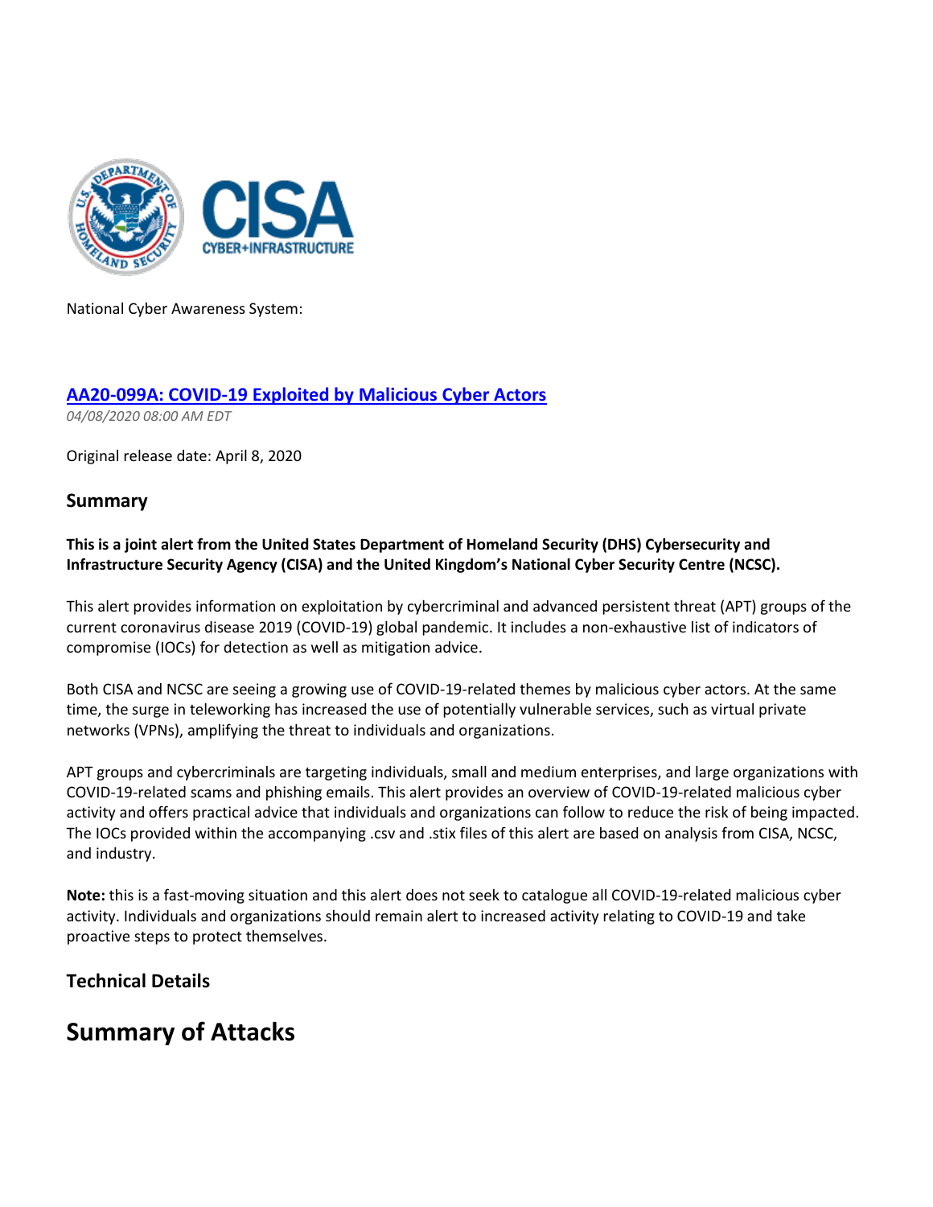National Cyber Awareness System:

## [AA20-099A: COVID-19 Exploited by Malicious Cyber Actors]

*04/08/2020 08:00 AM EDT*

Original release date: April 8, 2020

### Summary

**This is a joint alert from the United States Department of Homeland Security (DHS) Cybersecurity and Infrastructure Security Agency (CISA) and the United Kingdom's National Cyber Security Centre (NCSC).**

This alert provides information on exploitation by cybercriminal and advanced persistent threat (APT) groups of the current coronavirus disease 2019 (COVID-19) global pandemic. It includes a non-exhaustive list of indicators of compromise (IOCs) for detection as well as mitigation advice.

Both CISA and NCSC are seeing a growing use of COVID-19-related themes by malicious cyber actors. At the same time, the surge in teleworking has increased the use of potentially vulnerable services, such as virtual private networks (VPNs), amplifying the threat to individuals and organizations.

APT groups and cybercriminals are targeting individuals, small and medium enterprises, and large organizations with COVID-19-related scams and phishing emails. This alert provides an overview of COVID-19-related malicious cyber activity and offers practical advice that individuals and organizations can follow to reduce the risk of being impacted. The IOCs provided within the accompanying .csv and .stix files of this alert are based on analysis from CISA, NCSC, and industry.

**Note:** this is a fast-moving situation and this alert does not seek to catalogue all COVID-19-related malicious cyber activity. Individuals and organizations should remain alert to increased activity relating to COVID-19 and take proactive steps to protect themselves.

### Technical Details

# Summary of Attacks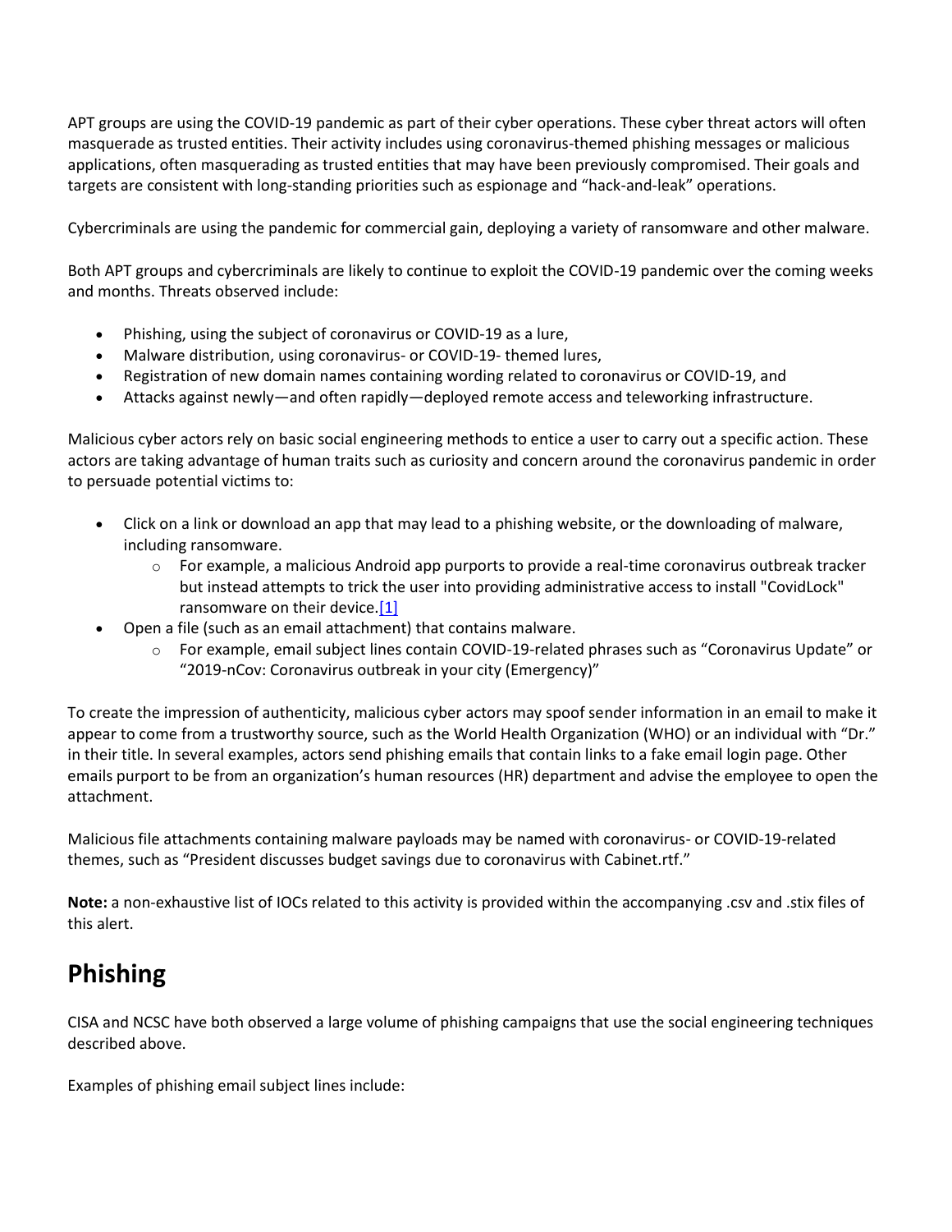APT groups are using the COVID-19 pandemic as part of their cyber operations. These cyber threat actors will often masquerade as trusted entities. Their activity includes using coronavirus-themed phishing messages or malicious applications, often masquerading as trusted entities that may have been previously compromised. Their goals and targets are consistent with long-standing priorities such as espionage and "hack-and-leak" operations.

Cybercriminals are using the pandemic for commercial gain, deploying a variety of ransomware and other malware.

Both APT groups and cybercriminals are likely to continue to exploit the COVID-19 pandemic over the coming weeks and months. Threats observed include:

- Phishing, using the subject of coronavirus or COVID-19 as a lure,
- Malware distribution, using coronavirus- or COVID-19- themed lures,
- Registration of new domain names containing wording related to coronavirus or COVID-19, and
- Attacks against newly—and often rapidly—deployed remote access and teleworking infrastructure.

Malicious cyber actors rely on basic social engineering methods to entice a user to carry out a specific action. These actors are taking advantage of human traits such as curiosity and concern around the coronavirus pandemic in order to persuade potential victims to:

- Click on a link or download an app that may lead to a phishing website, or the downloading of malware, including ransomware.
  - For example, a malicious Android app purports to provide a real-time coronavirus outbreak tracker but instead attempts to trick the user into providing administrative access to install "CovidLock" ransomware on their device.[1]
- Open a file (such as an email attachment) that contains malware.
  - For example, email subject lines contain COVID-19-related phrases such as "Coronavirus Update" or "2019-nCov: Coronavirus outbreak in your city (Emergency)"

To create the impression of authenticity, malicious cyber actors may spoof sender information in an email to make it appear to come from a trustworthy source, such as the World Health Organization (WHO) or an individual with "Dr." in their title. In several examples, actors send phishing emails that contain links to a fake email login page. Other emails purport to be from an organization's human resources (HR) department and advise the employee to open the attachment.

Malicious file attachments containing malware payloads may be named with coronavirus- or COVID-19-related themes, such as "President discusses budget savings due to coronavirus with Cabinet.rtf."

**Note:** a non-exhaustive list of IOCs related to this activity is provided within the accompanying .csv and .stix files of this alert.

## Phishing

CISA and NCSC have both observed a large volume of phishing campaigns that use the social engineering techniques described above.

Examples of phishing email subject lines include: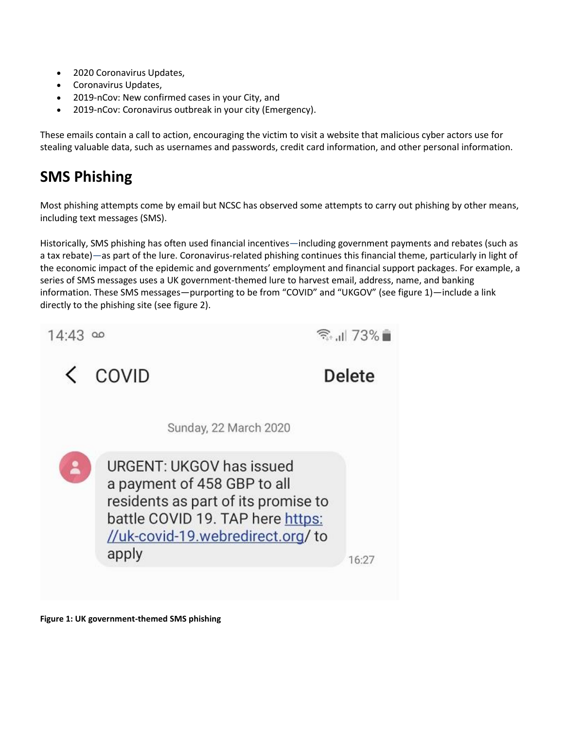- 2020 Coronavirus Updates,
- Coronavirus Updates,
- 2019-nCov: New confirmed cases in your City, and
- 2019-nCov: Coronavirus outbreak in your city (Emergency).

These emails contain a call to action, encouraging the victim to visit a website that malicious cyber actors use for stealing valuable data, such as usernames and passwords, credit card information, and other personal information.

## SMS Phishing

Most phishing attempts come by email but NCSC has observed some attempts to carry out phishing by other means, including text messages (SMS).

Historically, SMS phishing has often used financial incentives—including government payments and rebates (such as a tax rebate)—as part of the lure. Coronavirus-related phishing continues this financial theme, particularly in light of the economic impact of the epidemic and governments' employment and financial support packages. For example, a series of SMS messages uses a UK government-themed lure to harvest email, address, name, and banking information. These SMS messages—purporting to be from "COVID" and "UKGOV" (see figure 1)—include a link directly to the phishing site (see figure 2).

14:43

COVID Delete

Sunday, 22 March 2020

URGENT: UKGOV has issued a payment of 458 GBP to all residents as part of its promise to battle COVID 19. TAP here https://uk-covid-19.webredirect.org/ to apply

16:27

**Figure 1: UK government-themed SMS phishing**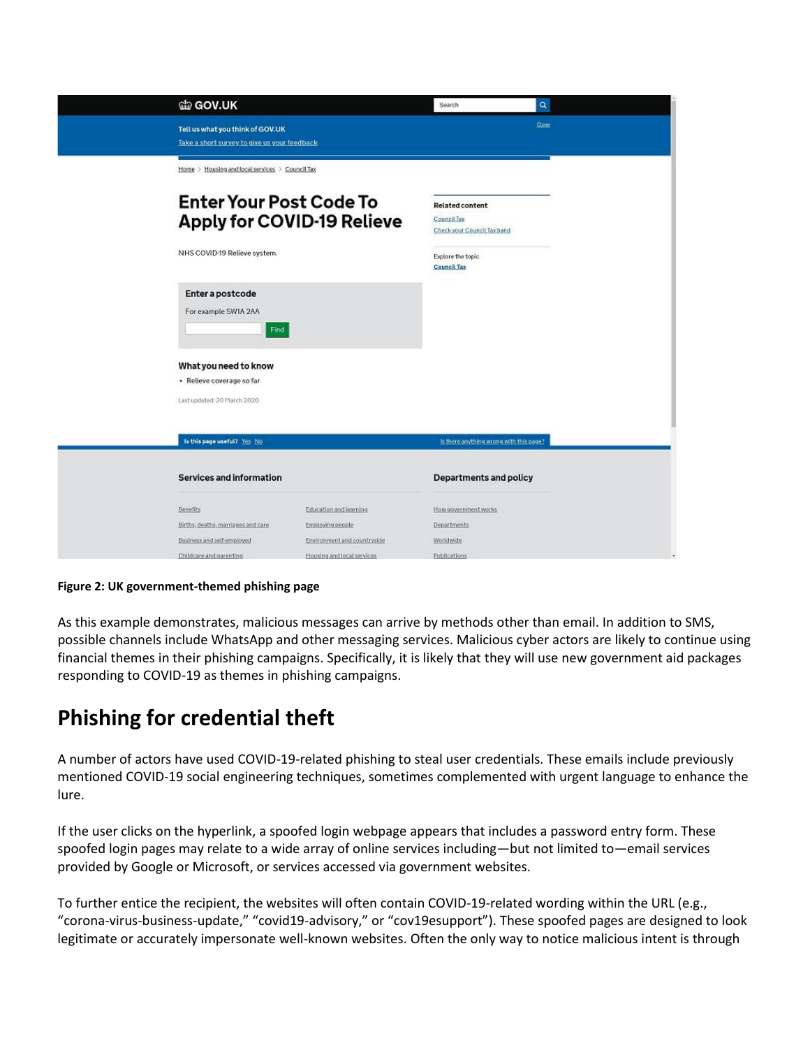**Figure 2: UK government-themed phishing page**

As this example demonstrates, malicious messages can arrive by methods other than email. In addition to SMS, possible channels include WhatsApp and other messaging services. Malicious cyber actors are likely to continue using financial themes in their phishing campaigns. Specifically, it is likely that they will use new government aid packages responding to COVID-19 as themes in phishing campaigns.

## Phishing for credential theft

A number of actors have used COVID-19-related phishing to steal user credentials. These emails include previously mentioned COVID-19 social engineering techniques, sometimes complemented with urgent language to enhance the lure.

If the user clicks on the hyperlink, a spoofed login webpage appears that includes a password entry form. These spoofed login pages may relate to a wide array of online services including—but not limited to—email services provided by Google or Microsoft, or services accessed via government websites.

To further entice the recipient, the websites will often contain COVID-19-related wording within the URL (e.g., "corona-virus-business-update," "covid19-advisory," or "cov19esupport"). These spoofed pages are designed to look legitimate or accurately impersonate well-known websites. Often the only way to notice malicious intent is through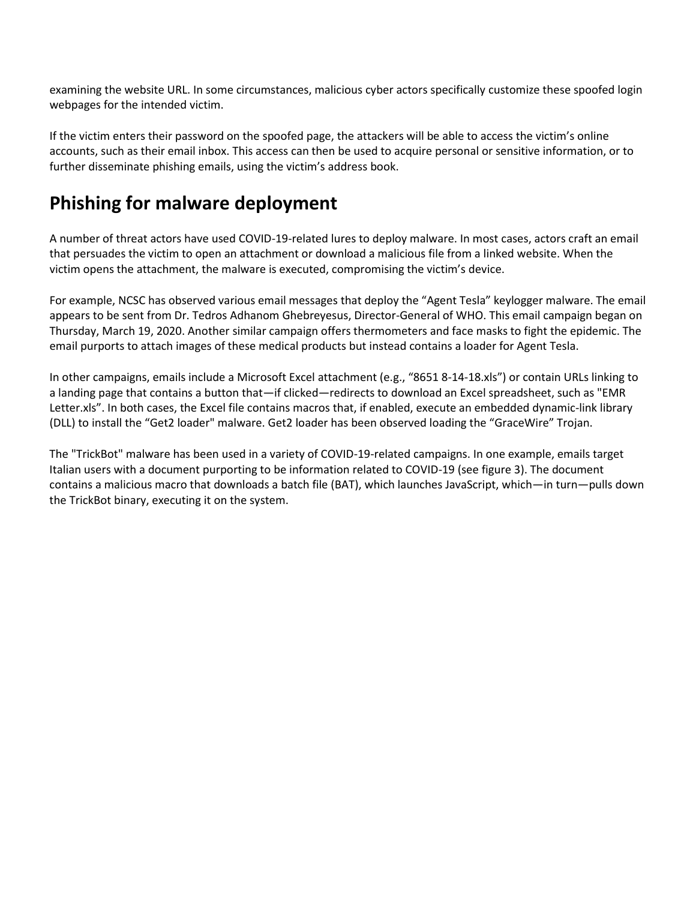examining the website URL. In some circumstances, malicious cyber actors specifically customize these spoofed login webpages for the intended victim.

If the victim enters their password on the spoofed page, the attackers will be able to access the victim's online accounts, such as their email inbox. This access can then be used to acquire personal or sensitive information, or to further disseminate phishing emails, using the victim's address book.

## Phishing for malware deployment

A number of threat actors have used COVID-19-related lures to deploy malware. In most cases, actors craft an email that persuades the victim to open an attachment or download a malicious file from a linked website. When the victim opens the attachment, the malware is executed, compromising the victim's device.

For example, NCSC has observed various email messages that deploy the "Agent Tesla" keylogger malware. The email appears to be sent from Dr. Tedros Adhanom Ghebreyesus, Director-General of WHO. This email campaign began on Thursday, March 19, 2020. Another similar campaign offers thermometers and face masks to fight the epidemic. The email purports to attach images of these medical products but instead contains a loader for Agent Tesla.

In other campaigns, emails include a Microsoft Excel attachment (e.g., "8651 8-14-18.xls") or contain URLs linking to a landing page that contains a button that—if clicked—redirects to download an Excel spreadsheet, such as "EMR Letter.xls". In both cases, the Excel file contains macros that, if enabled, execute an embedded dynamic-link library (DLL) to install the "Get2 loader" malware. Get2 loader has been observed loading the "GraceWire" Trojan.

The "TrickBot" malware has been used in a variety of COVID-19-related campaigns. In one example, emails target Italian users with a document purporting to be information related to COVID-19 (see figure 3). The document contains a malicious macro that downloads a batch file (BAT), which launches JavaScript, which—in turn—pulls down the TrickBot binary, executing it on the system.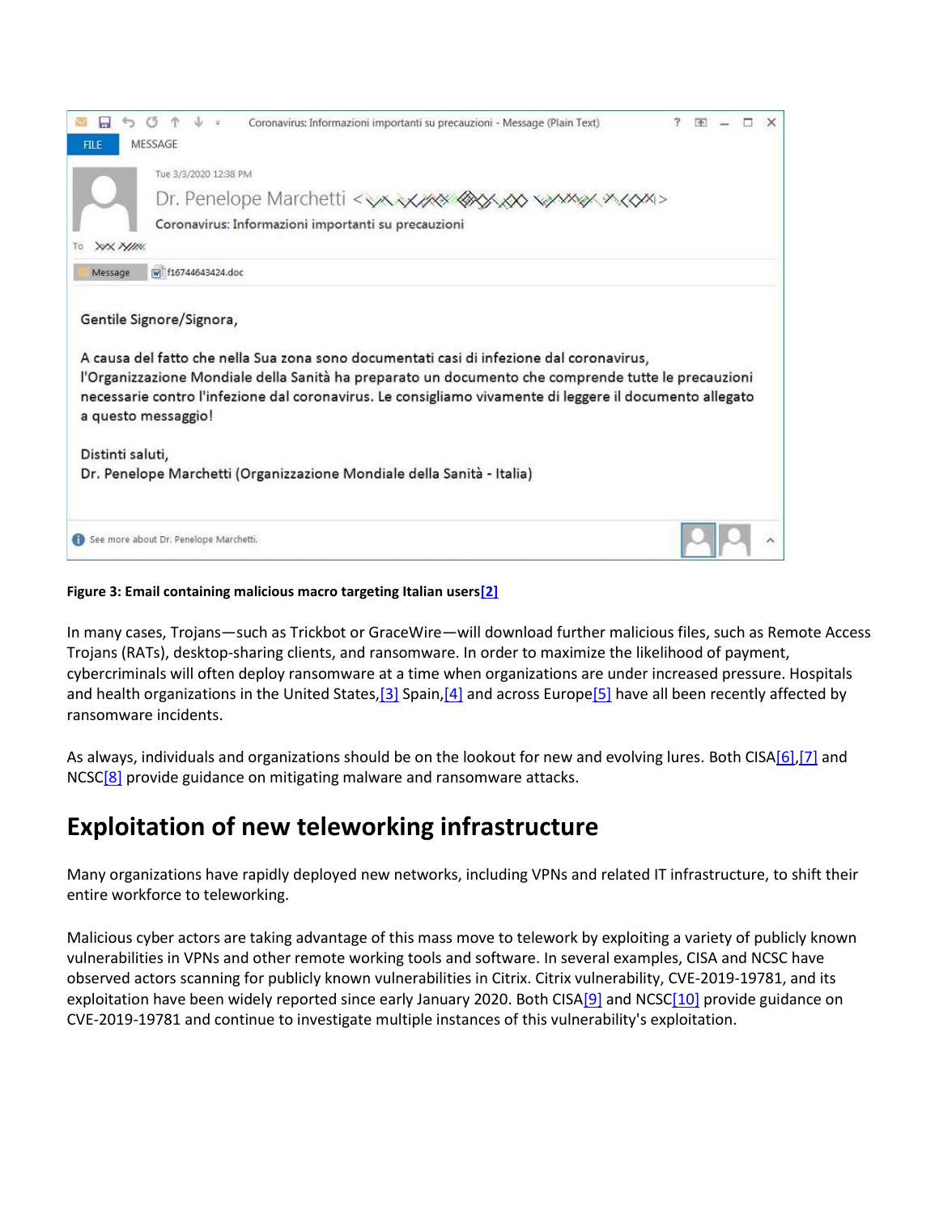Coronavirus: Informazioni importanti su precauzioni - Message (Plain Text)

FILE MESSAGE

Tue 3/3/2020 12:38 PM

Dr. Penelope Marchetti

Coronavirus: Informazioni importanti su precauzioni

To

Message f16744643424.doc

Gentile Signore/Signora,

A causa del fatto che nella Sua zona sono documentati casi di infezione dal coronavirus, l'Organizzazione Mondiale della Sanità ha preparato un documento che comprende tutte le precauzioni necessarie contro l'infezione dal coronavirus. Le consigliamo vivamente di leggere il documento allegato a questo messaggio!

Distinti saluti,
Dr. Penelope Marchetti (Organizzazione Mondiale della Sanità - Italia)

See more about Dr. Penelope Marchetti.

**Figure 3: Email containing malicious macro targeting Italian users[2]**

In many cases, Trojans—such as Trickbot or GraceWire—will download further malicious files, such as Remote Access Trojans (RATs), desktop-sharing clients, and ransomware. In order to maximize the likelihood of payment, cybercriminals will often deploy ransomware at a time when organizations are under increased pressure. Hospitals and health organizations in the United States,[3] Spain,[4] and across Europe[5] have all been recently affected by ransomware incidents.

As always, individuals and organizations should be on the lookout for new and evolving lures. Both CISA[6],[7] and NCSC[8] provide guidance on mitigating malware and ransomware attacks.

## Exploitation of new teleworking infrastructure

Many organizations have rapidly deployed new networks, including VPNs and related IT infrastructure, to shift their entire workforce to teleworking.

Malicious cyber actors are taking advantage of this mass move to telework by exploiting a variety of publicly known vulnerabilities in VPNs and other remote working tools and software. In several examples, CISA and NCSC have observed actors scanning for publicly known vulnerabilities in Citrix. Citrix vulnerability, CVE-2019-19781, and its exploitation have been widely reported since early January 2020. Both CISA[9] and NCSC[10] provide guidance on CVE-2019-19781 and continue to investigate multiple instances of this vulnerability's exploitation.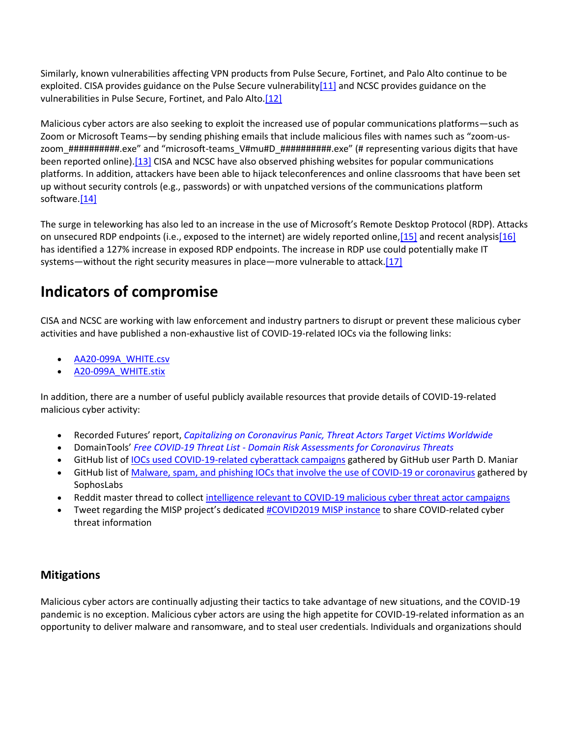Similarly, known vulnerabilities affecting VPN products from Pulse Secure, Fortinet, and Palo Alto continue to be exploited. CISA provides guidance on the Pulse Secure vulnerability[11] and NCSC provides guidance on the vulnerabilities in Pulse Secure, Fortinet, and Palo Alto.[12]

Malicious cyber actors are also seeking to exploit the increased use of popular communications platforms—such as Zoom or Microsoft Teams—by sending phishing emails that include malicious files with names such as "zoom-us-zoom_##########.exe" and "microsoft-teams_V#mu#D_##########.exe" (# representing various digits that have been reported online).[13] CISA and NCSC have also observed phishing websites for popular communications platforms. In addition, attackers have been able to hijack teleconferences and online classrooms that have been set up without security controls (e.g., passwords) or with unpatched versions of the communications platform software.[14]

The surge in teleworking has also led to an increase in the use of Microsoft's Remote Desktop Protocol (RDP). Attacks on unsecured RDP endpoints (i.e., exposed to the internet) are widely reported online,[15] and recent analysis[16] has identified a 127% increase in exposed RDP endpoints. The increase in RDP use could potentially make IT systems—without the right security measures in place—more vulnerable to attack.[17]

## Indicators of compromise

CISA and NCSC are working with law enforcement and industry partners to disrupt or prevent these malicious cyber activities and have published a non-exhaustive list of COVID-19-related IOCs via the following links:

- AA20-099A_WHITE.csv
- A20-099A_WHITE.stix

In addition, there are a number of useful publicly available resources that provide details of COVID-19-related malicious cyber activity:

- Recorded Futures' report, *Capitalizing on Coronavirus Panic, Threat Actors Target Victims Worldwide*
- DomainTools' *Free COVID-19 Threat List - Domain Risk Assessments for Coronavirus Threats*
- GitHub list of IOCs used COVID-19-related cyberattack campaigns gathered by GitHub user Parth D. Maniar
- GitHub list of Malware, spam, and phishing IOCs that involve the use of COVID-19 or coronavirus gathered by SophosLabs
- Reddit master thread to collect intelligence relevant to COVID-19 malicious cyber threat actor campaigns
- Tweet regarding the MISP project's dedicated #COVID2019 MISP instance to share COVID-related cyber threat information

### Mitigations

Malicious cyber actors are continually adjusting their tactics to take advantage of new situations, and the COVID-19 pandemic is no exception. Malicious cyber actors are using the high appetite for COVID-19-related information as an opportunity to deliver malware and ransomware, and to steal user credentials. Individuals and organizations should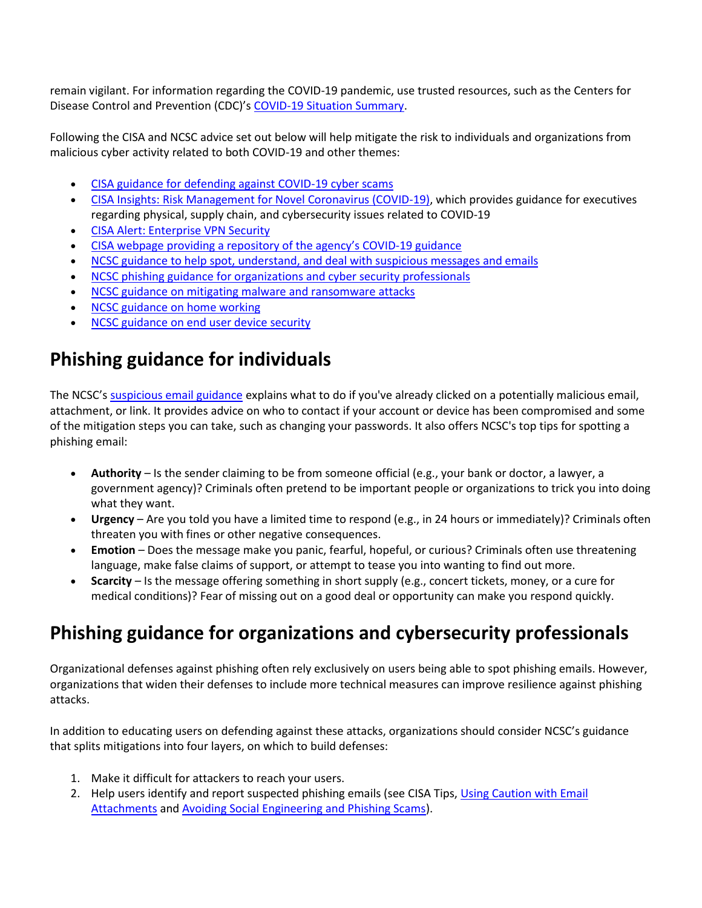remain vigilant. For information regarding the COVID-19 pandemic, use trusted resources, such as the Centers for Disease Control and Prevention (CDC)'s COVID-19 Situation Summary.

Following the CISA and NCSC advice set out below will help mitigate the risk to individuals and organizations from malicious cyber activity related to both COVID-19 and other themes:

- CISA guidance for defending against COVID-19 cyber scams
- CISA Insights: Risk Management for Novel Coronavirus (COVID-19), which provides guidance for executives regarding physical, supply chain, and cybersecurity issues related to COVID-19
- CISA Alert: Enterprise VPN Security
- CISA webpage providing a repository of the agency's COVID-19 guidance
- NCSC guidance to help spot, understand, and deal with suspicious messages and emails
- NCSC phishing guidance for organizations and cyber security professionals
- NCSC guidance on mitigating malware and ransomware attacks
- NCSC guidance on home working
- NCSC guidance on end user device security

## Phishing guidance for individuals

The NCSC's suspicious email guidance explains what to do if you've already clicked on a potentially malicious email, attachment, or link. It provides advice on who to contact if your account or device has been compromised and some of the mitigation steps you can take, such as changing your passwords. It also offers NCSC's top tips for spotting a phishing email:

- **Authority** – Is the sender claiming to be from someone official (e.g., your bank or doctor, a lawyer, a government agency)? Criminals often pretend to be important people or organizations to trick you into doing what they want.
- **Urgency** – Are you told you have a limited time to respond (e.g., in 24 hours or immediately)? Criminals often threaten you with fines or other negative consequences.
- **Emotion** – Does the message make you panic, fearful, hopeful, or curious? Criminals often use threatening language, make false claims of support, or attempt to tease you into wanting to find out more.
- **Scarcity** – Is the message offering something in short supply (e.g., concert tickets, money, or a cure for medical conditions)? Fear of missing out on a good deal or opportunity can make you respond quickly.

## Phishing guidance for organizations and cybersecurity professionals

Organizational defenses against phishing often rely exclusively on users being able to spot phishing emails. However, organizations that widen their defenses to include more technical measures can improve resilience against phishing attacks.

In addition to educating users on defending against these attacks, organizations should consider NCSC's guidance that splits mitigations into four layers, on which to build defenses:

1. Make it difficult for attackers to reach your users.
2. Help users identify and report suspected phishing emails (see CISA Tips, Using Caution with Email Attachments and Avoiding Social Engineering and Phishing Scams).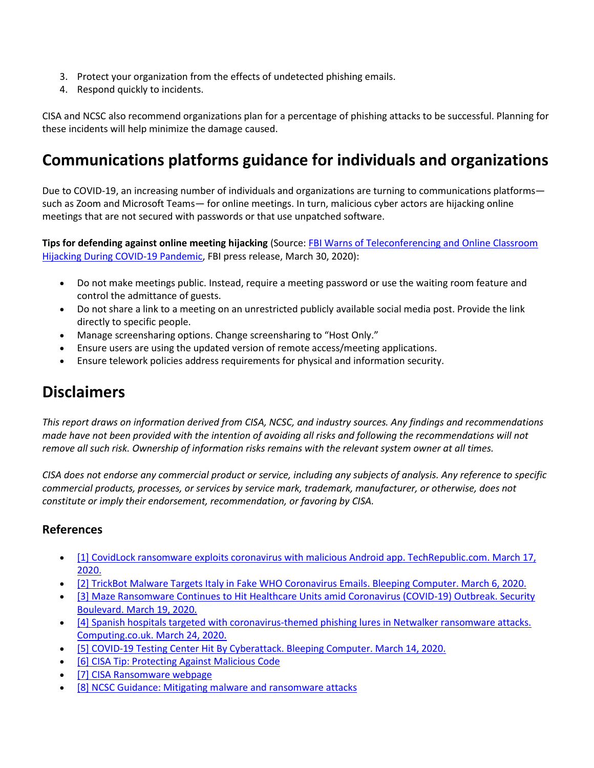3. Protect your organization from the effects of undetected phishing emails.
4. Respond quickly to incidents.

CISA and NCSC also recommend organizations plan for a percentage of phishing attacks to be successful. Planning for these incidents will help minimize the damage caused.

## Communications platforms guidance for individuals and organizations

Due to COVID-19, an increasing number of individuals and organizations are turning to communications platforms—such as Zoom and Microsoft Teams— for online meetings. In turn, malicious cyber actors are hijacking online meetings that are not secured with passwords or that use unpatched software.

**Tips for defending against online meeting hijacking** (Source: [FBI Warns of Teleconferencing and Online Classroom Hijacking During COVID-19 Pandemic](), FBI press release, March 30, 2020):

- Do not make meetings public. Instead, require a meeting password or use the waiting room feature and control the admittance of guests.
- Do not share a link to a meeting on an unrestricted publicly available social media post. Provide the link directly to specific people.
- Manage screensharing options. Change screensharing to "Host Only."
- Ensure users are using the updated version of remote access/meeting applications.
- Ensure telework policies address requirements for physical and information security.

## Disclaimers

*This report draws on information derived from CISA, NCSC, and industry sources. Any findings and recommendations made have not been provided with the intention of avoiding all risks and following the recommendations will not remove all such risk. Ownership of information risks remains with the relevant system owner at all times.*

*CISA does not endorse any commercial product or service, including any subjects of analysis. Any reference to specific commercial products, processes, or services by service mark, trademark, manufacturer, or otherwise, does not constitute or imply their endorsement, recommendation, or favoring by CISA.*

### References

- [1] CovidLock ransomware exploits coronavirus with malicious Android app. TechRepublic.com. March 17, 2020.
- [2] TrickBot Malware Targets Italy in Fake WHO Coronavirus Emails. Bleeping Computer. March 6, 2020.
- [3] Maze Ransomware Continues to Hit Healthcare Units amid Coronavirus (COVID-19) Outbreak. Security Boulevard. March 19, 2020.
- [4] Spanish hospitals targeted with coronavirus-themed phishing lures in Netwalker ransomware attacks. Computing.co.uk. March 24, 2020.
- [5] COVID-19 Testing Center Hit By Cyberattack. Bleeping Computer. March 14, 2020.
- [6] CISA Tip: Protecting Against Malicious Code
- [7] CISA Ransomware webpage
- [8] NCSC Guidance: Mitigating malware and ransomware attacks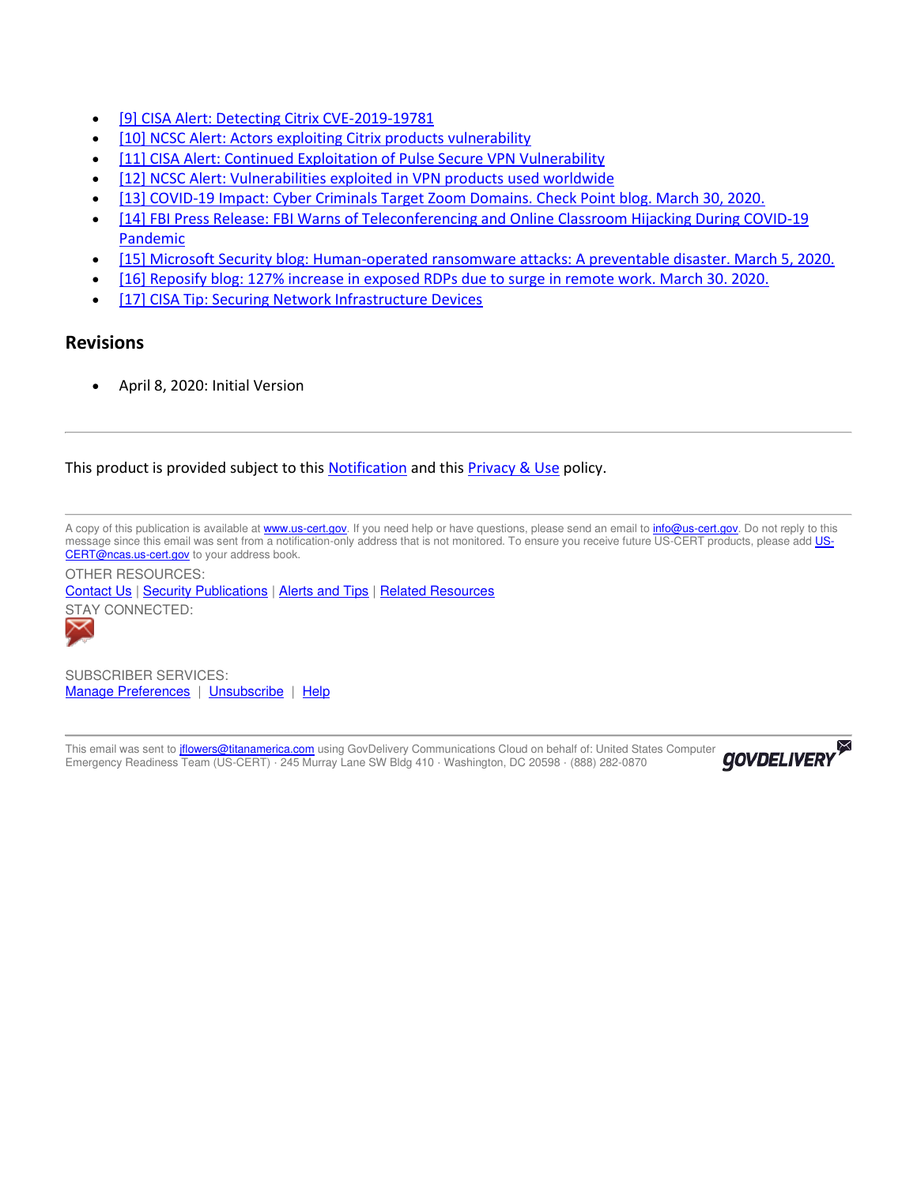- [9] CISA Alert: Detecting Citrix CVE-2019-19781
- [10] NCSC Alert: Actors exploiting Citrix products vulnerability
- [11] CISA Alert: Continued Exploitation of Pulse Secure VPN Vulnerability
- [12] NCSC Alert: Vulnerabilities exploited in VPN products used worldwide
- [13] COVID-19 Impact: Cyber Criminals Target Zoom Domains. Check Point blog. March 30, 2020.
- [14] FBI Press Release: FBI Warns of Teleconferencing and Online Classroom Hijacking During COVID-19 Pandemic
- [15] Microsoft Security blog: Human-operated ransomware attacks: A preventable disaster. March 5, 2020.
- [16] Reposify blog: 127% increase in exposed RDPs due to surge in remote work. March 30. 2020.
- [17] CISA Tip: Securing Network Infrastructure Devices

## Revisions

- April 8, 2020: Initial Version

---

This product is provided subject to this Notification and this Privacy & Use policy.

---

A copy of this publication is available at www.us-cert.gov. If you need help or have questions, please send an email to info@us-cert.gov. Do not reply to this message since this email was sent from a notification-only address that is not monitored. To ensure you receive future US-CERT products, please add US-CERT@ncas.us-cert.gov to your address book.

OTHER RESOURCES:
Contact Us | Security Publications | Alerts and Tips | Related Resources

STAY CONNECTED:

SUBSCRIBER SERVICES:
Manage Preferences | Unsubscribe | Help

---

This email was sent to jflowers@titanamerica.com using GovDelivery Communications Cloud on behalf of: United States Computer Emergency Readiness Team (US-CERT) · 245 Murray Lane SW Bldg 410 · Washington, DC 20598 · (888) 282-0870

GOVDELIVERY